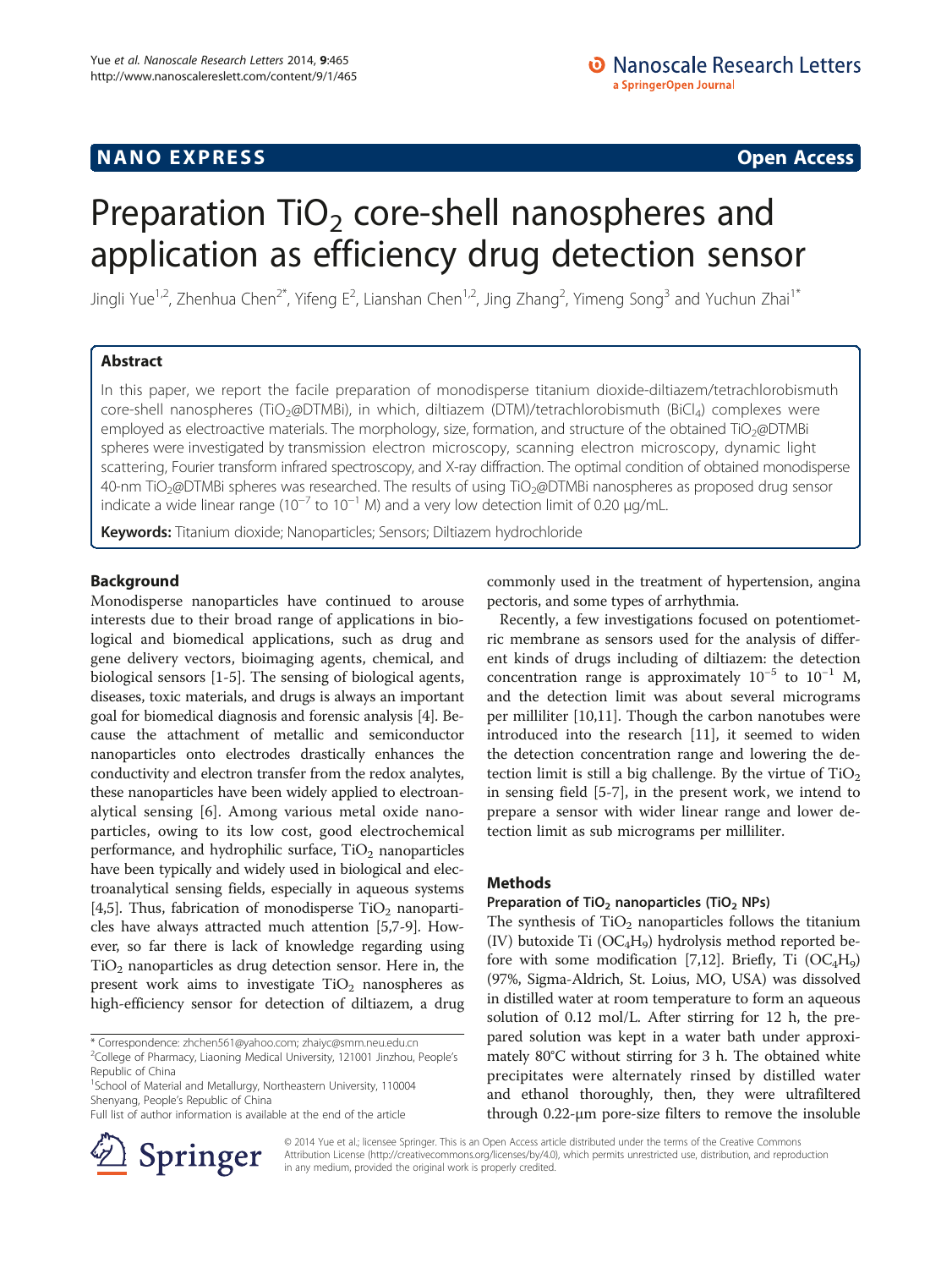NANO EXPRESS **Open Access**

# Preparation $TiO_2$ core-shell nanospheres and application as efficiency drug detection sensor

Jingli Yue[1,2], Zhenhua Chen[2*], Yifeng E[2], Lianshan Chen[1,2], Jing Zhang[2], Yimeng Song[3] and Yuchun Zhai[1*]

## Abstract

In this paper, we report the facile preparation of monodisperse titanium dioxide-diltiazem/tetrachlorobismuth core-shell nanospheres ($TiO_2$@DTMBi), in which, diltiazem (DTM)/tetrachlorobismuth ($BiCl_4$) complexes were employed as electroactive materials. The morphology, size, formation, and structure of the obtained $TiO_2$@DTMBi spheres were investigated by transmission electron microscopy, scanning electron microscopy, dynamic light scattering, Fourier transform infrared spectroscopy, and X-ray diffraction. The optimal condition of obtained monodisperse 40-nm $TiO_2$@DTMBi spheres was researched. The results of using $TiO_2$@DTMBi nanospheres as proposed drug sensor indicate a wide linear range ($10^{-7}$ to $10^{-1}$ M) and a very low detection limit of 0.20 μg/mL.

**Keywords:** Titanium dioxide; Nanoparticles; Sensors; Diltiazem hydrochloride

## Background

Monodisperse nanoparticles have continued to arouse interests due to their broad range of applications in biological and biomedical applications, such as drug and gene delivery vectors, bioimaging agents, chemical, and biological sensors [1-5]. The sensing of biological agents, diseases, toxic materials, and drugs is always an important goal for biomedical diagnosis and forensic analysis [4]. Because the attachment of metallic and semiconductor nanoparticles onto electrodes drastically enhances the conductivity and electron transfer from the redox analytes, these nanoparticles have been widely applied to electroanalytical sensing [6]. Among various metal oxide nanoparticles, owing to its low cost, good electrochemical performance, and hydrophilic surface, $TiO_2$ nanoparticles have been typically and widely used in biological and electroanalytical sensing fields, especially in aqueous systems [4,5]. Thus, fabrication of monodisperse $TiO_2$ nanoparticles have always attracted much attention [5,7-9]. However, so far there is lack of knowledge regarding using $TiO_2$ nanoparticles as drug detection sensor. Here in, the present work aims to investigate $TiO_2$ nanospheres as high-efficiency sensor for detection of diltiazem, a drug commonly used in the treatment of hypertension, angina pectoris, and some types of arrhythmia.

Recently, a few investigations focused on potentiometric membrane as sensors used for the analysis of different kinds of drugs including of diltiazem: the detection concentration range is approximately $10^{-5}$ to $10^{-1}$ M, and the detection limit was about several micrograms per milliliter [10,11]. Though the carbon nanotubes were introduced into the research [11], it seemed to widen the detection concentration range and lowering the detection limit is still a big challenge. By the virtue of $TiO_2$ in sensing field [5-7], in the present work, we intend to prepare a sensor with wider linear range and lower detection limit as sub micrograms per milliliter.

## Methods

### Preparation of $TiO_2$ nanoparticles ($TiO_2$ NPs)

The synthesis of $TiO_2$ nanoparticles follows the titanium (IV) butoxide Ti ($OC_4H_9$) hydrolysis method reported before with some modification [7,12]. Briefly, Ti ($OC_4H_9$) (97%, Sigma-Aldrich, St. Loius, MO, USA) was dissolved in distilled water at room temperature to form an aqueous solution of 0.12 mol/L. After stirring for 12 h, the prepared solution was kept in a water bath under approximately 80°C without stirring for 3 h. The obtained white precipitates were alternately rinsed by distilled water and ethanol thoroughly, then, they were ultrafiltered through 0.22-μm pore-size filters to remove the insoluble

\* Correspondence: zhchen561@yahoo.com; zhaiyc@smm.neu.edu.cn
[2]College of Pharmacy, Liaoning Medical University, 121001 Jinzhou, People's Republic of China
[1]School of Material and Metallurgy, Northeastern University, 110004 Shenyang, People's Republic of China
Full list of author information is available at the end of the article

© 2014 Yue et al.; licensee Springer. This is an Open Access article distributed under the terms of the Creative Commons Attribution License (http://creativecommons.org/licenses/by/4.0), which permits unrestricted use, distribution, and reproduction in any medium, provided the original work is properly credited.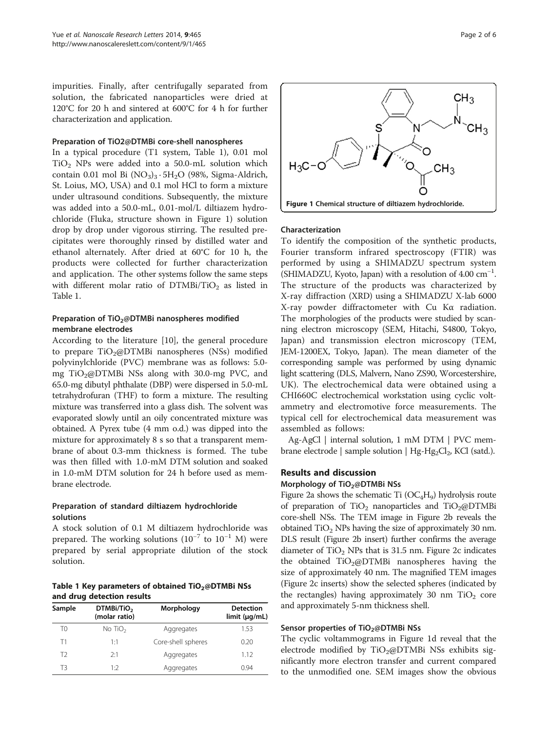impurities. Finally, after centrifugally separated from solution, the fabricated nanoparticles were dried at 120°C for 20 h and sintered at 600°C for 4 h for further characterization and application.

#### Preparation of TiO2@DTMBi core-shell nanospheres

In a typical procedure (T1 system, Table 1), 0.01 mol $TiO_2$ NPs were added into a 50.0-mL solution which contain 0.01 mol Bi $(NO_3)_3 \cdot 5H_2O$ (98%, Sigma-Aldrich, St. Loius, MO, USA) and 0.1 mol HCl to form a mixture under ultrasound conditions. Subsequently, the mixture was added into a 50.0-mL, 0.01-mol/L diltiazem hydrochloride (Fluka, structure shown in Figure 1) solution drop by drop under vigorous stirring. The resulted precipitates were thoroughly rinsed by distilled water and ethanol alternately. After dried at 60°C for 10 h, the products were collected for further characterization and application. The other systems follow the same steps with different molar ratio of DTMBi/$TiO_2$ as listed in Table 1.

#### Preparation of $TiO_2$@DTMBi nanospheres modified membrane electrodes

According to the literature [10], the general procedure to prepare $TiO_2$@DTMBi nanospheres (NSs) modified polyvinylchloride (PVC) membrane was as follows: 5.0-mg $TiO_2$@DTMBi NSs along with 30.0-mg PVC, and 65.0-mg dibutyl phthalate (DBP) were dispersed in 5.0-mL tetrahydrofuran (THF) to form a mixture. The resulting mixture was transferred into a glass dish. The solvent was evaporated slowly until an oily concentrated mixture was obtained. A Pyrex tube (4 mm o.d.) was dipped into the mixture for approximately 8 s so that a transparent membrane of about 0.3-mm thickness is formed. The tube was then filled with 1.0-mM DTM solution and soaked in 1.0-mM DTM solution for 24 h before used as membrane electrode.

#### Preparation of standard diltiazem hydrochloride solutions

A stock solution of 0.1 M diltiazem hydrochloride was prepared. The working solutions ($10^{-7}$ to $10^{-1}$ M) were prepared by serial appropriate dilution of the stock solution.

**Table 1 Key parameters of obtained $TiO_2$@DTMBi NSs and drug detection results**

| Sample | DTMBi/$TiO_2$ (molar ratio) | Morphology | Detection limit (μg/mL) |
|---|---|---|---|
| T0 | No $TiO_2$ | Aggregates | 1.53 |
| T1 | 1:1 | Core-shell spheres | 0.20 |
| T2 | 2:1 | Aggregates | 1.12 |
| T3 | 1:2 | Aggregates | 0.94 |

**Figure 1 Chemical structure of diltiazem hydrochloride.**

#### Characterization

To identify the composition of the synthetic products, Fourier transform infrared spectroscopy (FTIR) was performed by using a SHIMADZU spectrum system (SHIMADZU, Kyoto, Japan) with a resolution of 4.00 $cm^{-1}$. The structure of the products was characterized by X-ray diffraction (XRD) using a SHIMADZU X-lab 6000 X-ray powder diffractometer with Cu Kα radiation. The morphologies of the products were studied by scanning electron microscopy (SEM, Hitachi, S4800, Tokyo, Japan) and transmission electron microscopy (TEM, JEM-1200EX, Tokyo, Japan). The mean diameter of the corresponding sample was performed by using dynamic light scattering (DLS, Malvern, Nano ZS90, Worcestershire, UK). The electrochemical data were obtained using a CHI660C electrochemical workstation using cyclic voltammetry and electromotive force measurements. The typical cell for electrochemical data measurement was assembled as follows:

Ag-AgCl | internal solution, 1 mM DTM | PVC membrane electrode | sample solution | Hg-$Hg_2Cl_2$, KCl (satd.).

## Results and discussion

#### Morphology of $TiO_2$@DTMBi NSs

Figure 2a shows the schematic Ti $(OC_4H_9)$ hydrolysis route of preparation of $TiO_2$ nanoparticles and $TiO_2$@DTMBi core-shell NSs. The TEM image in Figure 2b reveals the obtained $TiO_2$ NPs having the size of approximately 30 nm. DLS result (Figure 2b insert) further confirms the average diameter of $TiO_2$ NPs that is 31.5 nm. Figure 2c indicates the obtained $TiO_2$@DTMBi nanospheres having the size of approximately 40 nm. The magnified TEM images (Figure 2c inserts) show the selected spheres (indicated by the rectangles) having approximately 30 nm $TiO_2$ core and approximately 5-nm thickness shell.

#### Sensor properties of $TiO_2$@DTMBi NSs

The cyclic voltammograms in Figure 1d reveal that the electrode modified by $TiO_2$@DTMBi NSs exhibits significantly more electron transfer and current compared to the unmodified one. SEM images show the obvious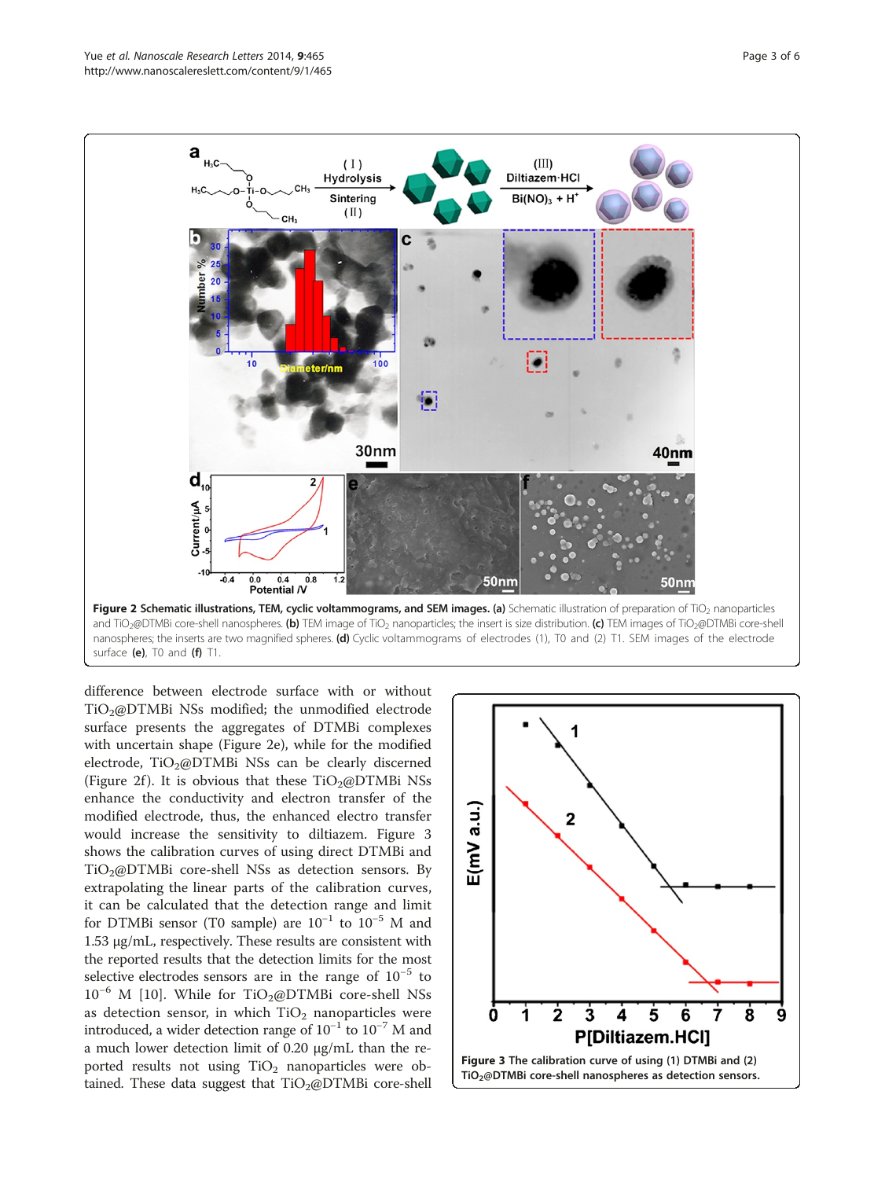Figure 2 Schematic illustrations, TEM, cyclic voltammograms, and SEM images. (a) Schematic illustration of preparation of $TiO_2$ nanoparticles and $TiO_2$@DTMBi core-shell nanospheres. (b) TEM image of $TiO_2$ nanoparticles; the insert is size distribution. (c) TEM images of $TiO_2$@DTMBi core-shell nanospheres; the inserts are two magnified spheres. (d) Cyclic voltammograms of electrodes (1), T0 and (2) T1. SEM images of the electrode surface (e), T0 and (f) T1.

difference between electrode surface with or without $TiO_2$@DTMBi NSs modified; the unmodified electrode surface presents the aggregates of DTMBi complexes with uncertain shape (Figure 2e), while for the modified electrode, $TiO_2$@DTMBi NSs can be clearly discerned (Figure 2f). It is obvious that these $TiO_2$@DTMBi NSs enhance the conductivity and electron transfer of the modified electrode, thus, the enhanced electro transfer would increase the sensitivity to diltiazem. Figure 3 shows the calibration curves of using direct DTMBi and $TiO_2$@DTMBi core-shell NSs as detection sensors. By extrapolating the linear parts of the calibration curves, it can be calculated that the detection range and limit for DTMBi sensor (T0 sample) are $10^{-1}$ to $10^{-5}$ M and 1.53 μg/mL, respectively. These results are consistent with the reported results that the detection limits for the most selective electrodes sensors are in the range of $10^{-5}$ to $10^{-6}$ M [10]. While for $TiO_2$@DTMBi core-shell NSs as detection sensor, in which $TiO_2$ nanoparticles were introduced, a wider detection range of $10^{-1}$ to $10^{-7}$ M and a much lower detection limit of 0.20 μg/mL than the reported results not using $TiO_2$ nanoparticles were obtained. These data suggest that $TiO_2$@DTMBi core-shell

Figure 3 The calibration curve of using (1) DTMBi and (2) $TiO_2$@DTMBi core-shell nanospheres as detection sensors.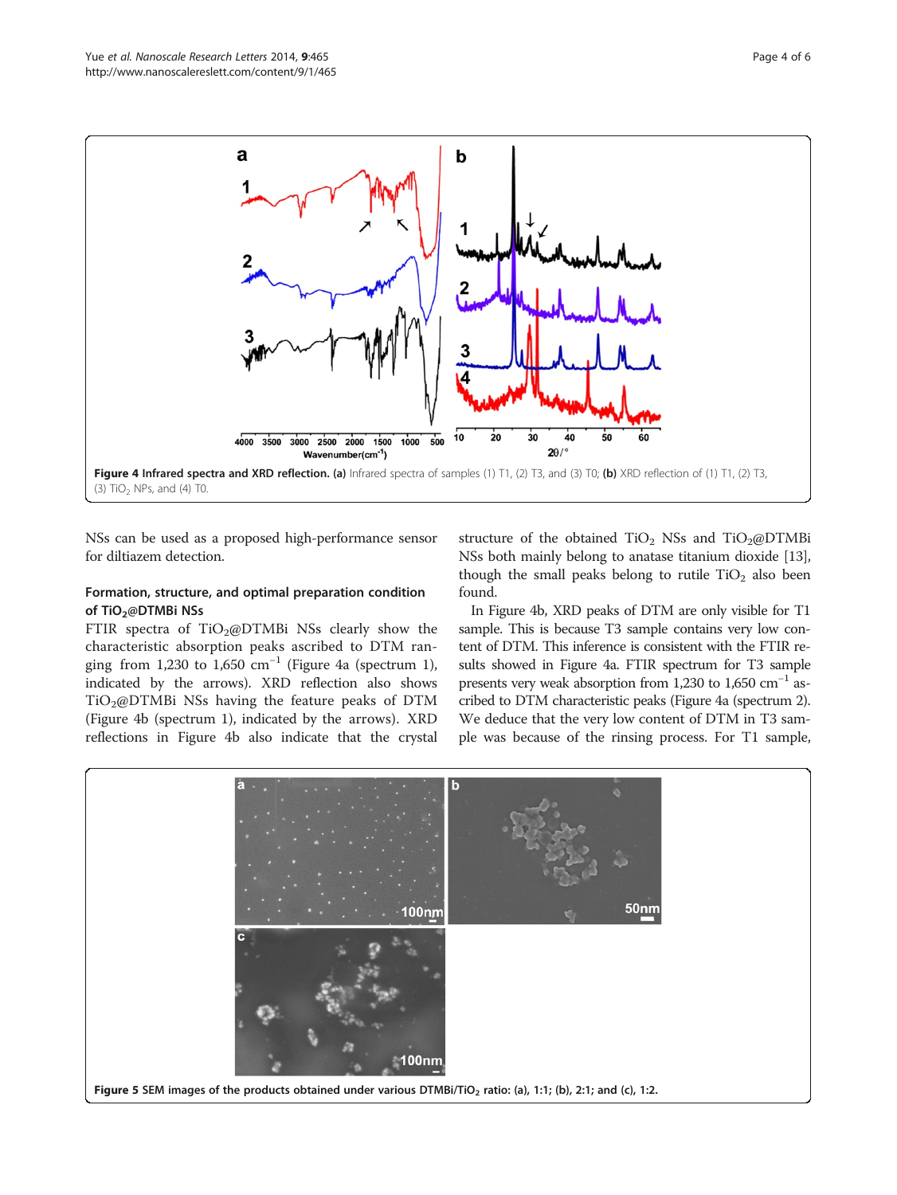Figure 4 Infrared spectra and XRD reflection. (a) Infrared spectra of samples (1) T1, (2) T3, and (3) T0; (b) XRD reflection of (1) T1, (2) T3, (3) $TiO_2$ NPs, and (4) T0.

NSs can be used as a proposed high-performance sensor for diltiazem detection.

### Formation, structure, and optimal preparation condition of $TiO_2$@DTMBi NSs

FTIR spectra of $TiO_2$@DTMBi NSs clearly show the characteristic absorption peaks ascribed to DTM ranging from 1,230 to 1,650 $cm^{-1}$ (Figure 4a (spectrum 1), indicated by the arrows). XRD reflection also shows $TiO_2$@DTMBi NSs having the feature peaks of DTM (Figure 4b (spectrum 1), indicated by the arrows). XRD reflections in Figure 4b also indicate that the crystal structure of the obtained $TiO_2$ NSs and $TiO_2$@DTMBi NSs both mainly belong to anatase titanium dioxide [13], though the small peaks belong to rutile $TiO_2$ also been found.

In Figure 4b, XRD peaks of DTM are only visible for T1 sample. This is because T3 sample contains very low content of DTM. This inference is consistent with the FTIR results showed in Figure 4a. FTIR spectrum for T3 sample presents very weak absorption from 1,230 to 1,650 $cm^{-1}$ ascribed to DTM characteristic peaks (Figure 4a (spectrum 2). We deduce that the very low content of DTM in T3 sample was because of the rinsing process. For T1 sample,

Figure 5 SEM images of the products obtained under various DTMBi/$TiO_2$ ratio: (a), 1:1; (b), 2:1; and (c), 1:2.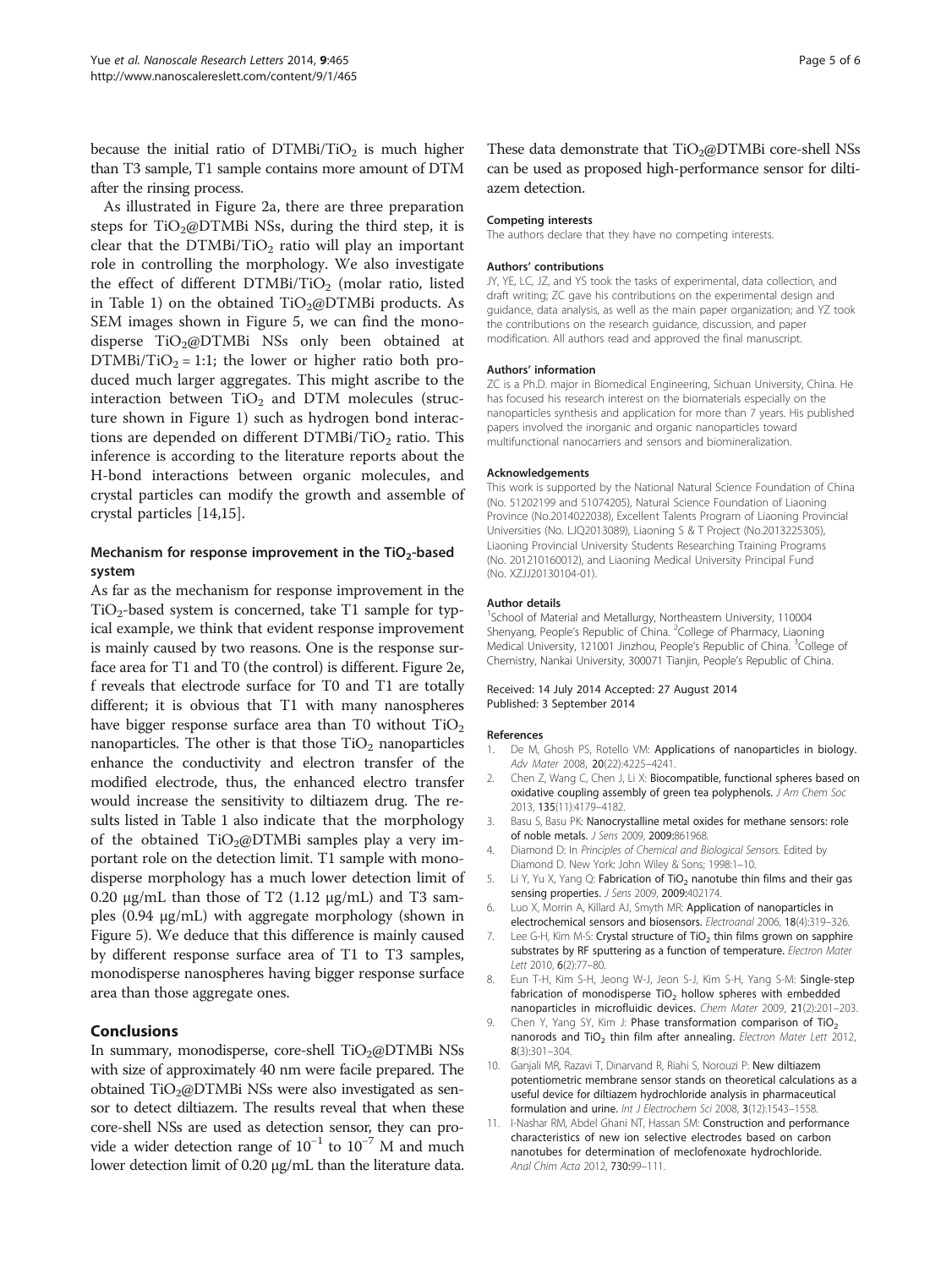because the initial ratio of DTMBi/$TiO_2$ is much higher than T3 sample, T1 sample contains more amount of DTM after the rinsing process.

As illustrated in Figure 2a, there are three preparation steps for $TiO_2$@DTMBi NSs, during the third step, it is clear that the DTMBi/$TiO_2$ ratio will play an important role in controlling the morphology. We also investigate the effect of different DTMBi/$TiO_2$ (molar ratio, listed in Table 1) on the obtained $TiO_2$@DTMBi products. As SEM images shown in Figure 5, we can find the monodisperse $TiO_2$@DTMBi NSs only been obtained at DTMBi/$TiO_2$ = 1:1; the lower or higher ratio both produced much larger aggregates. This might ascribe to the interaction between $TiO_2$ and DTM molecules (structure shown in Figure 1) such as hydrogen bond interactions are depended on different DTMBi/$TiO_2$ ratio. This inference is according to the literature reports about the H-bond interactions between organic molecules, and crystal particles can modify the growth and assemble of crystal particles [14,15].

### Mechanism for response improvement in the $TiO_2$-based system

As far as the mechanism for response improvement in the $TiO_2$-based system is concerned, take T1 sample for typical example, we think that evident response improvement is mainly caused by two reasons. One is the response surface area for T1 and T0 (the control) is different. Figure 2e, f reveals that electrode surface for T0 and T1 are totally different; it is obvious that T1 with many nanospheres have bigger response surface area than T0 without $TiO_2$ nanoparticles. The other is that those $TiO_2$ nanoparticles enhance the conductivity and electron transfer of the modified electrode, thus, the enhanced electro transfer would increase the sensitivity to diltiazem drug. The results listed in Table 1 also indicate that the morphology of the obtained $TiO_2$@DTMBi samples play a very important role on the detection limit. T1 sample with monodisperse morphology has a much lower detection limit of 0.20 μg/mL than those of T2 (1.12 μg/mL) and T3 samples (0.94 μg/mL) with aggregate morphology (shown in Figure 5). We deduce that this difference is mainly caused by different response surface area of T1 to T3 samples, monodisperse nanospheres having bigger response surface area than those aggregate ones.

## Conclusions

In summary, monodisperse, core-shell $TiO_2$@DTMBi NSs with size of approximately 40 nm were facile prepared. The obtained $TiO_2$@DTMBi NSs were also investigated as sensor to detect diltiazem. The results reveal that when these core-shell NSs are used as detection sensor, they can provide a wider detection range of $10^{-1}$ to $10^{-7}$ M and much lower detection limit of 0.20 μg/mL than the literature data. These data demonstrate that $TiO_2$@DTMBi core-shell NSs can be used as proposed high-performance sensor for diltiazem detection.

#### Competing interests
The authors declare that they have no competing interests.

#### Authors' contributions
JY, YE, LC, JZ, and YS took the tasks of experimental, data collection, and draft writing; ZC gave his contributions on the experimental design and guidance, data analysis, as well as the main paper organization; and YZ took the contributions on the research guidance, discussion, and paper modification. All authors read and approved the final manuscript.

#### Authors' information
ZC is a Ph.D. major in Biomedical Engineering, Sichuan University, China. He has focused his research interest on the biomaterials especially on the nanoparticles synthesis and application for more than 7 years. His published papers involved the inorganic and organic nanoparticles toward multifunctional nanocarriers and sensors and biomineralization.

#### Acknowledgements
This work is supported by the National Natural Science Foundation of China (No. 51202199 and 51074205), Natural Science Foundation of Liaoning Province (No.2014022038), Excellent Talents Program of Liaoning Provincial Universities (No. LJQ2013089), Liaoning S & T Project (No.2013225305), Liaoning Provincial University Students Researching Training Programs (No. 201210160012), and Liaoning Medical University Principal Fund (No. XZJJ20130104-01).

#### Author details
[1]School of Material and Metallurgy, Northeastern University, 110004 Shenyang, People's Republic of China. [2]College of Pharmacy, Liaoning Medical University, 121001 Jinzhou, People's Republic of China. [3]College of Chemistry, Nankai University, 300071 Tianjin, People's Republic of China.

Received: 14 July 2014 Accepted: 27 August 2014
Published: 3 September 2014

#### References
1. De M, Ghosh PS, Rotello VM: **Applications of nanoparticles in biology.** *Adv Mater* 2008, **20**(22):4225–4241.
2. Chen Z, Wang C, Chen J, Li X: **Biocompatible, functional spheres based on oxidative coupling assembly of green tea polyphenols.** *J Am Chem Soc* 2013, **135**(11):4179–4182.
3. Basu S, Basu PK: **Nanocrystalline metal oxides for methane sensors: role of noble metals.** *J Sens* 2009, **2009:**861968.
4. Diamond D: In *Principles of Chemical and Biological Sensors.* Edited by Diamond D. New York: John Wiley & Sons; 1998:1–10.
5. Li Y, Yu X, Yang Q: **Fabrication of $TiO_2$ nanotube thin films and their gas sensing properties.** *J Sens* 2009, **2009:**402174.
6. Luo X, Morrin A, Killard AJ, Smyth MR: **Application of nanoparticles in electrochemical sensors and biosensors.** *Electroanal* 2006, **18**(4):319–326.
7. Lee G-H, Kim M-S: **Crystal structure of $TiO_2$ thin films grown on sapphire substrates by RF sputtering as a function of temperature.** *Electron Mater Lett* 2010, **6**(2):77–80.
8. Eun T-H, Kim S-H, Jeong W-J, Jeon S-J, Kim S-H, Yang S-M: **Single-step fabrication of monodisperse $TiO_2$ hollow spheres with embedded nanoparticles in microfluidic devices.** *Chem Mater* 2009, **21**(2):201–203.
9. Chen Y, Yang SY, Kim J: **Phase transformation comparison of $TiO_2$ nanorods and $TiO_2$ thin film after annealing.** *Electron Mater Lett* 2012, **8**(3):301–304.
10. Ganjali MR, Razavi T, Dinarvand R, Riahi S, Norouzi P: **New diltiazem potentiometric membrane sensor stands on theoretical calculations as a useful device for diltiazem hydrochloride analysis in pharmaceutical formulation and urine.** *Int J Electrochem Sci* 2008, **3**(12):1543–1558.
11. I-Nashar RM, Abdel Ghani NT, Hassan SM: **Construction and performance characteristics of new ion selective electrodes based on carbon nanotubes for determination of meclofenoxate hydrochloride.** *Anal Chim Acta* 2012, **730:**99–111.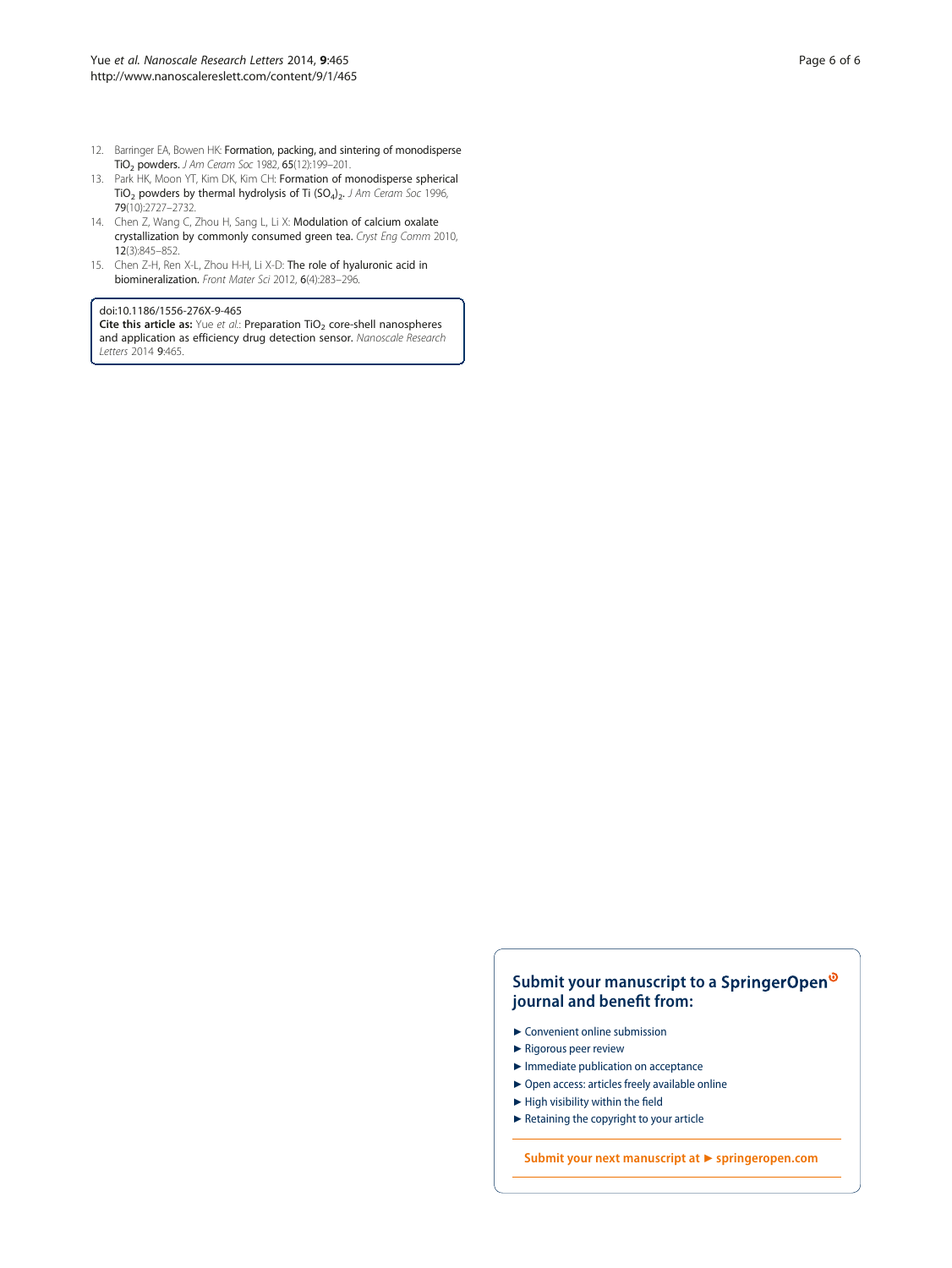12. Barringer EA, Bowen HK: **Formation, packing, and sintering of monodisperse $TiO_2$ powders.** *J Am Ceram Soc* 1982, **65**(12):199–201.
13. Park HK, Moon YT, Kim DK, Kim CH: **Formation of monodisperse spherical $TiO_2$ powders by thermal hydrolysis of Ti $(SO_4)_2$.** *J Am Ceram Soc* 1996, **79**(10):2727–2732.
14. Chen Z, Wang C, Zhou H, Sang L, Li X: **Modulation of calcium oxalate crystallization by commonly consumed green tea.** *Cryst Eng Comm* 2010, **12**(3):845–852.
15. Chen Z-H, Ren X-L, Zhou H-H, Li X-D: **The role of hyaluronic acid in biomineralization.** *Front Mater Sci* 2012, **6**(4):283–296.

doi:10.1186/1556-276X-9-465
**Cite this article as:** Yue *et al.*: Preparation $TiO_2$ core-shell nanospheres and application as efficiency drug detection sensor. *Nanoscale Research Letters* 2014 **9**:465.

**Submit your manuscript to a SpringerOpen journal and benefit from:**

- ► Convenient online submission
- ► Rigorous peer review
- ► Immediate publication on acceptance
- ► Open access: articles freely available online
- ► High visibility within the field
- ► Retaining the copyright to your article

**Submit your next manuscript at ► springeropen.com**